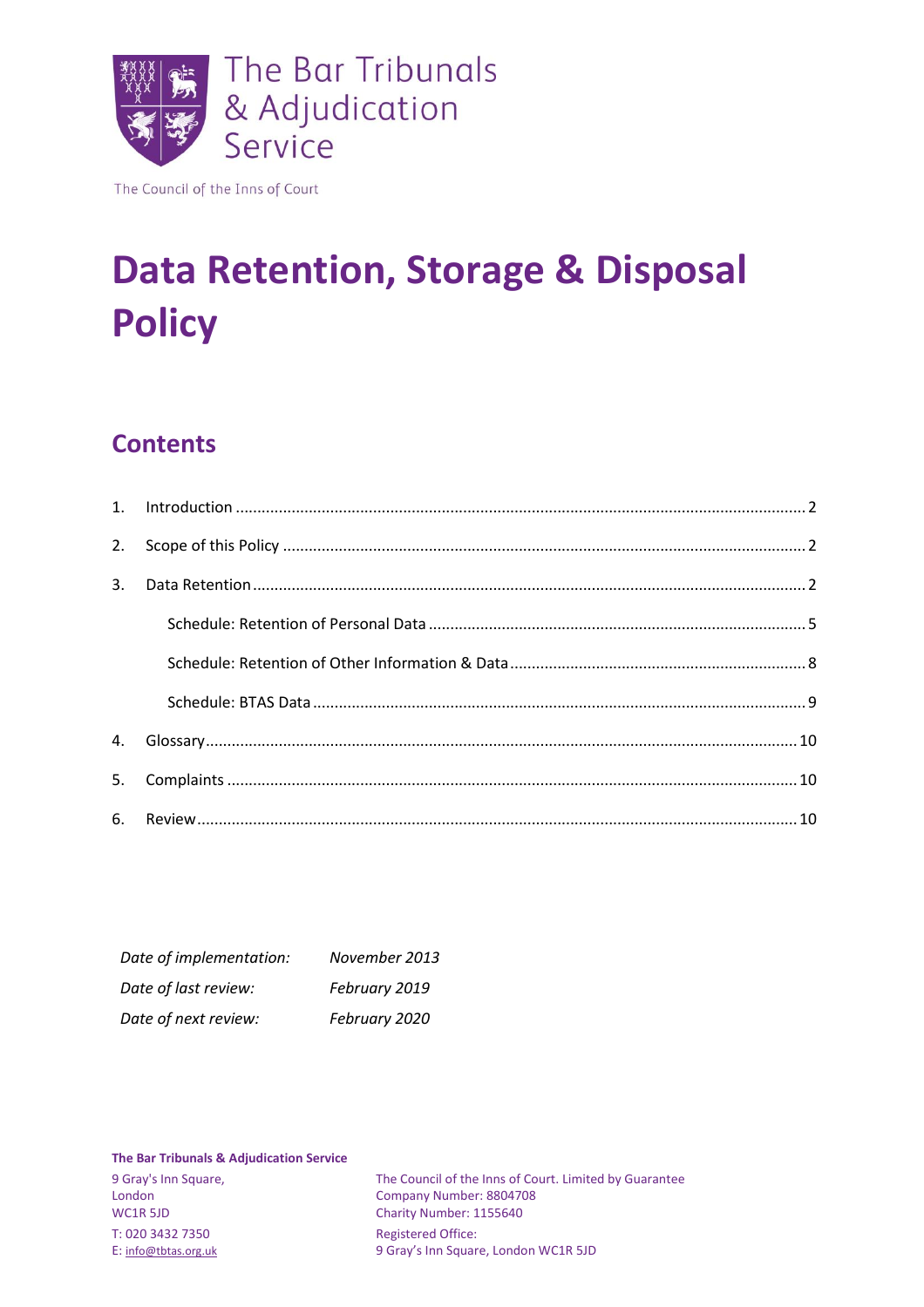The Bar Tribunals & Adjudication Service

The Council of the Inns of Court

# Data Retention, Storage & Disposal Policy

## Contents

1. Introduction .......... 2
2. Scope of this Policy .......... 2
3. Data Retention .......... 2
   - Schedule: Retention of Personal Data .......... 5
   - Schedule: Retention of Other Information & Data .......... 8
   - Schedule: BTAS Data .......... 9
4. Glossary .......... 10
5. Complaints .......... 10
6. Review .......... 10

| | |
|---|---|
| *Date of implementation:* | *November 2013* |
| *Date of last review:* | *February 2019* |
| *Date of next review:* | *February 2020* |

**The Bar Tribunals & Adjudication Service**

9 Gray's Inn Square,
London
WC1R 5JD

T: 020 3432 7350
E: info@tbtas.org.uk

The Council of the Inns of Court. Limited by Guarantee
Company Number: 8804708
Charity Number: 1155640

Registered Office:
9 Gray's Inn Square, London WC1R 5JD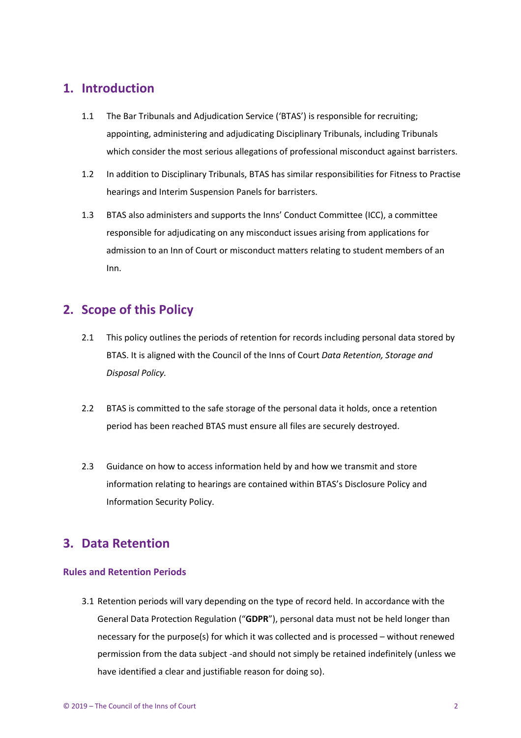## 1. Introduction

1.1 The Bar Tribunals and Adjudication Service ('BTAS') is responsible for recruiting; appointing, administering and adjudicating Disciplinary Tribunals, including Tribunals which consider the most serious allegations of professional misconduct against barristers.

1.2 In addition to Disciplinary Tribunals, BTAS has similar responsibilities for Fitness to Practise hearings and Interim Suspension Panels for barristers.

1.3 BTAS also administers and supports the Inns' Conduct Committee (ICC), a committee responsible for adjudicating on any misconduct issues arising from applications for admission to an Inn of Court or misconduct matters relating to student members of an Inn.

## 2. Scope of this Policy

2.1 This policy outlines the periods of retention for records including personal data stored by BTAS. It is aligned with the Council of the Inns of Court *Data Retention, Storage and Disposal Policy.*

2.2 BTAS is committed to the safe storage of the personal data it holds, once a retention period has been reached BTAS must ensure all files are securely destroyed.

2.3 Guidance on how to access information held by and how we transmit and store information relating to hearings are contained within BTAS's Disclosure Policy and Information Security Policy.

## 3. Data Retention

### Rules and Retention Periods

3.1 Retention periods will vary depending on the type of record held. In accordance with the General Data Protection Regulation ("**GDPR**"), personal data must not be held longer than necessary for the purpose(s) for which it was collected and is processed – without renewed permission from the data subject -and should not simply be retained indefinitely (unless we have identified a clear and justifiable reason for doing so).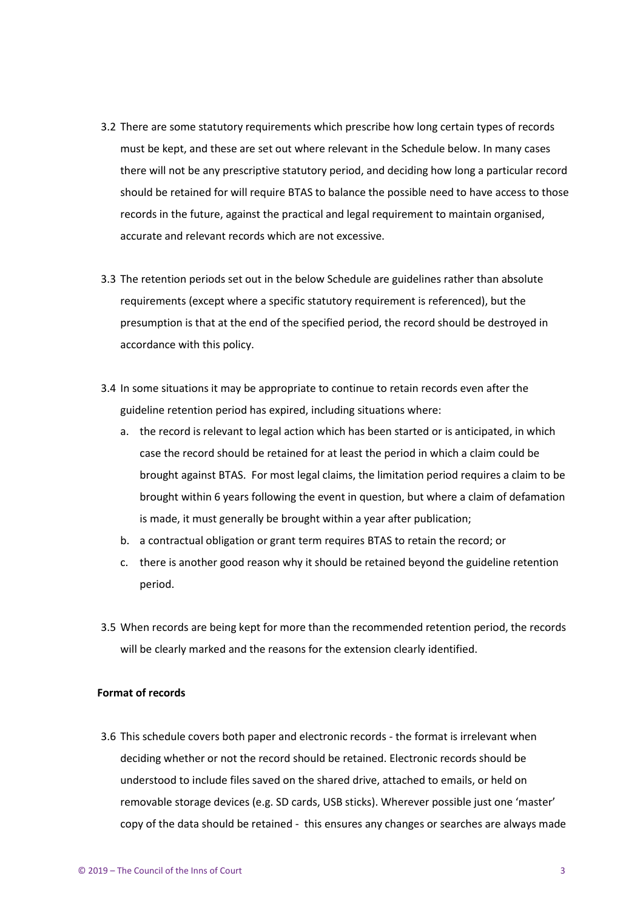3.2 There are some statutory requirements which prescribe how long certain types of records must be kept, and these are set out where relevant in the Schedule below. In many cases there will not be any prescriptive statutory period, and deciding how long a particular record should be retained for will require BTAS to balance the possible need to have access to those records in the future, against the practical and legal requirement to maintain organised, accurate and relevant records which are not excessive.

3.3 The retention periods set out in the below Schedule are guidelines rather than absolute requirements (except where a specific statutory requirement is referenced), but the presumption is that at the end of the specified period, the record should be destroyed in accordance with this policy.

3.4 In some situations it may be appropriate to continue to retain records even after the guideline retention period has expired, including situations where:

a. the record is relevant to legal action which has been started or is anticipated, in which case the record should be retained for at least the period in which a claim could be brought against BTAS. For most legal claims, the limitation period requires a claim to be brought within 6 years following the event in question, but where a claim of defamation is made, it must generally be brought within a year after publication;

b. a contractual obligation or grant term requires BTAS to retain the record; or

c. there is another good reason why it should be retained beyond the guideline retention period.

3.5 When records are being kept for more than the recommended retention period, the records will be clearly marked and the reasons for the extension clearly identified.

**Format of records**

3.6 This schedule covers both paper and electronic records - the format is irrelevant when deciding whether or not the record should be retained. Electronic records should be understood to include files saved on the shared drive, attached to emails, or held on removable storage devices (e.g. SD cards, USB sticks). Wherever possible just one 'master' copy of the data should be retained - this ensures any changes or searches are always made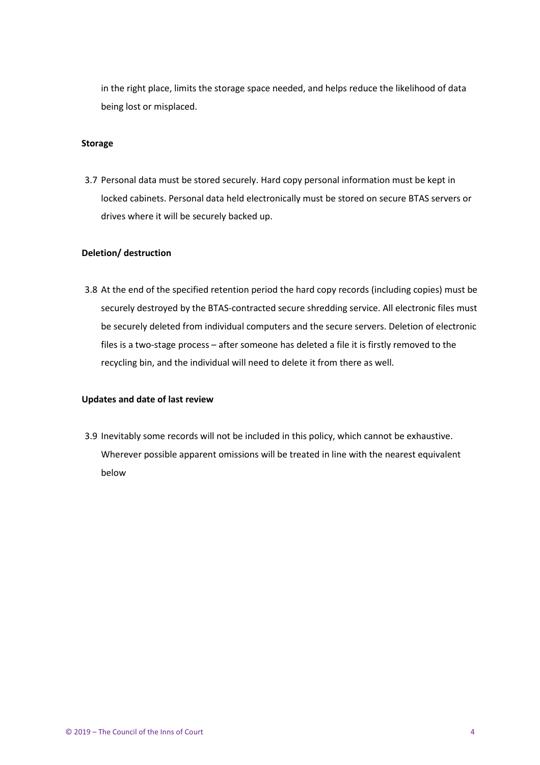in the right place, limits the storage space needed, and helps reduce the likelihood of data being lost or misplaced.

**Storage**

3.7 Personal data must be stored securely. Hard copy personal information must be kept in locked cabinets. Personal data held electronically must be stored on secure BTAS servers or drives where it will be securely backed up.

**Deletion/ destruction**

3.8 At the end of the specified retention period the hard copy records (including copies) must be securely destroyed by the BTAS-contracted secure shredding service. All electronic files must be securely deleted from individual computers and the secure servers. Deletion of electronic files is a two-stage process – after someone has deleted a file it is firstly removed to the recycling bin, and the individual will need to delete it from there as well.

**Updates and date of last review**

3.9 Inevitably some records will not be included in this policy, which cannot be exhaustive. Wherever possible apparent omissions will be treated in line with the nearest equivalent below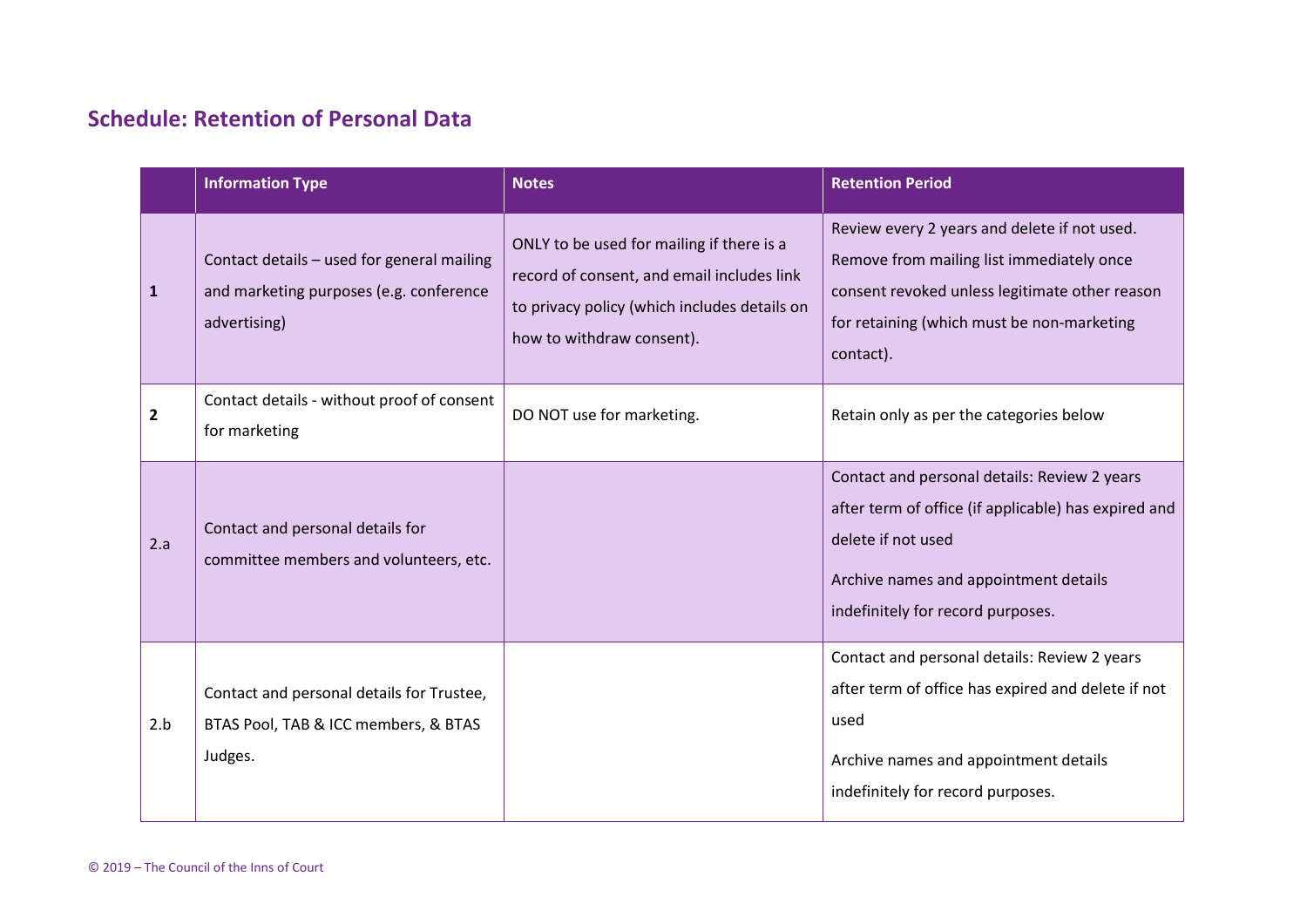## Schedule: Retention of Personal Data

| | Information Type | Notes | Retention Period |
|---|---|---|---|
| **1** | Contact details – used for general mailing and marketing purposes (e.g. conference advertising) | ONLY to be used for mailing if there is a record of consent, and email includes link to privacy policy (which includes details on how to withdraw consent). | Review every 2 years and delete if not used. Remove from mailing list immediately once consent revoked unless legitimate other reason for retaining (which must be non-marketing contact). |
| **2** | Contact details - without proof of consent for marketing | DO NOT use for marketing. | Retain only as per the categories below |
| 2.a | Contact and personal details for committee members and volunteers, etc. | | Contact and personal details: Review 2 years after term of office (if applicable) has expired and delete if not used<br><br>Archive names and appointment details indefinitely for record purposes. |
| 2.b | Contact and personal details for Trustee, BTAS Pool, TAB & ICC members, & BTAS Judges. | | Contact and personal details: Review 2 years after term of office has expired and delete if not used<br><br>Archive names and appointment details indefinitely for record purposes. |

© 2019 – The Council of the Inns of Court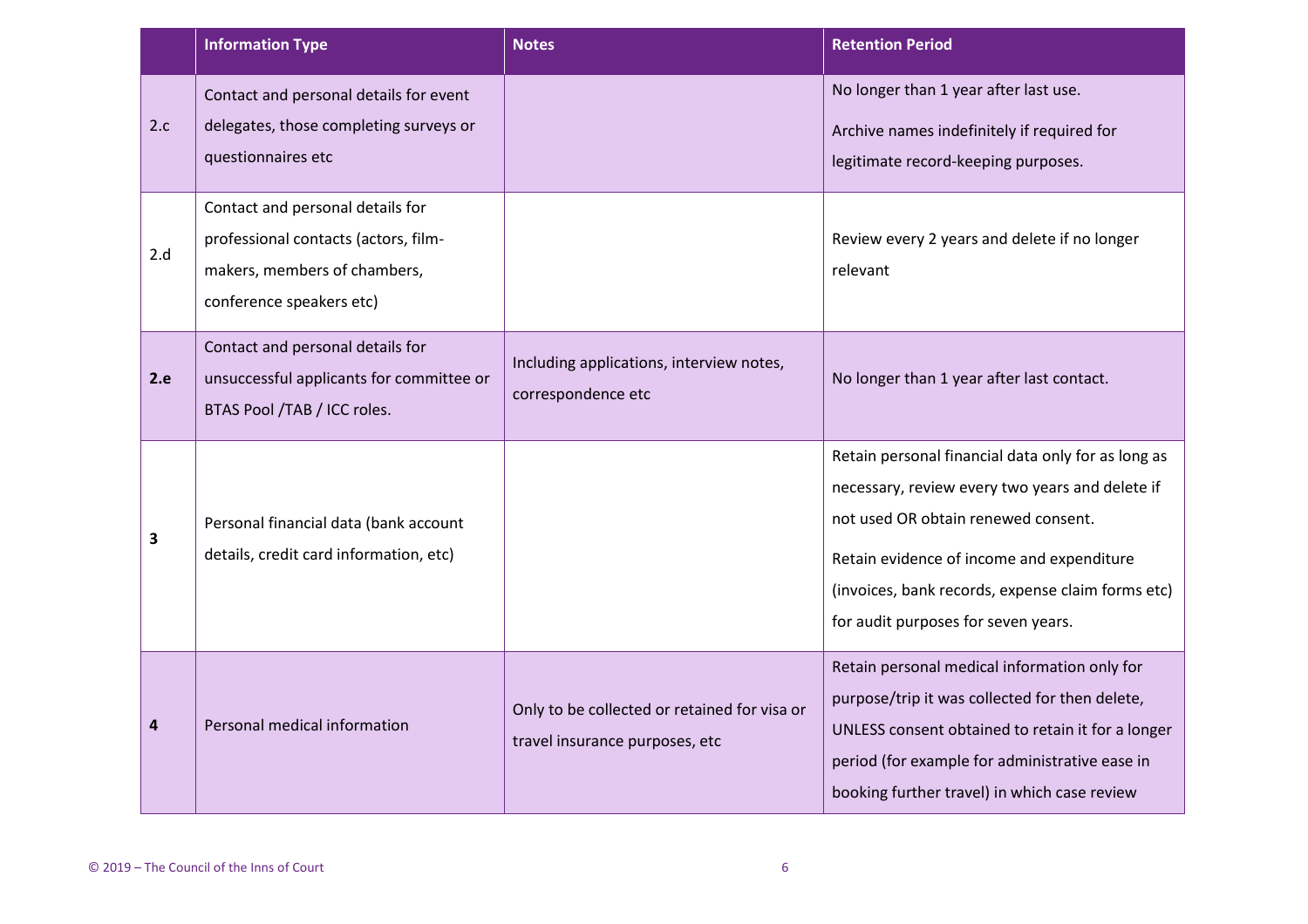| | Information Type | Notes | Retention Period |
|---|---|---|---|
| 2.c | Contact and personal details for event delegates, those completing surveys or questionnaires etc | | No longer than 1 year after last use. Archive names indefinitely if required for legitimate record-keeping purposes. |
| 2.d | Contact and personal details for professional contacts (actors, film-makers, members of chambers, conference speakers etc) | | Review every 2 years and delete if no longer relevant |
| **2.e** | Contact and personal details for unsuccessful applicants for committee or BTAS Pool /TAB / ICC roles. | Including applications, interview notes, correspondence etc | No longer than 1 year after last contact. |
| **3** | Personal financial data (bank account details, credit card information, etc) | | Retain personal financial data only for as long as necessary, review every two years and delete if not used OR obtain renewed consent. Retain evidence of income and expenditure (invoices, bank records, expense claim forms etc) for audit purposes for seven years. |
| **4** | Personal medical information | Only to be collected or retained for visa or travel insurance purposes, etc | Retain personal medical information only for purpose/trip it was collected for then delete, UNLESS consent obtained to retain it for a longer period (for example for administrative ease in booking further travel) in which case review |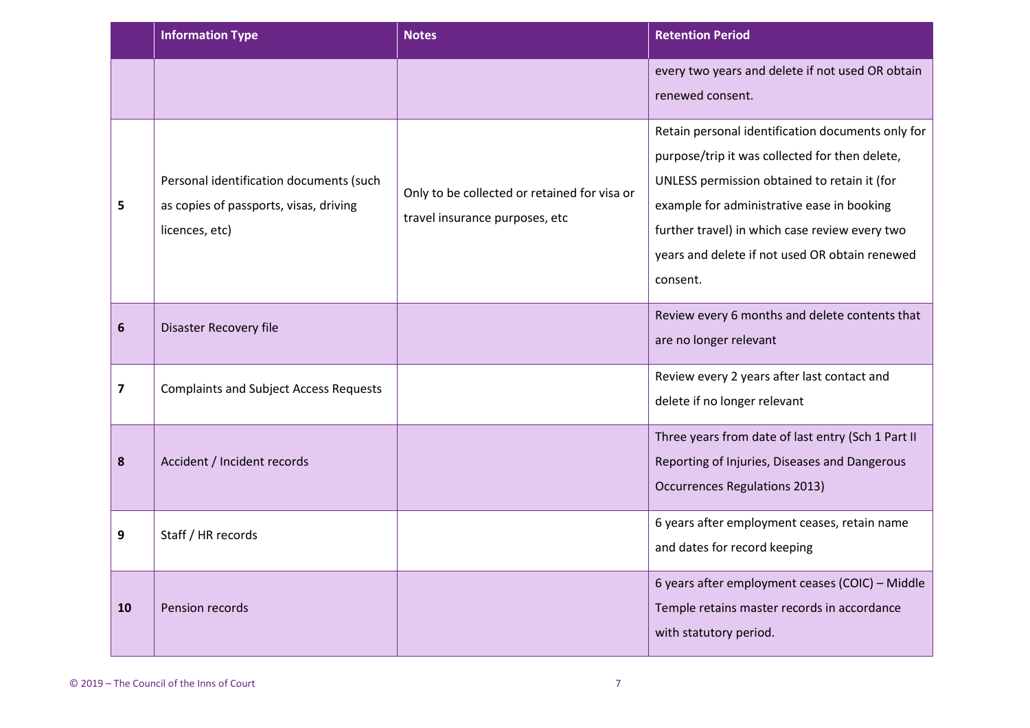|  | Information Type | Notes | Retention Period |
|---|---|---|---|
|  |  |  | every two years and delete if not used OR obtain renewed consent. |
| **5** | Personal identification documents (such as copies of passports, visas, driving licences, etc) | Only to be collected or retained for visa or travel insurance purposes, etc | Retain personal identification documents only for purpose/trip it was collected for then delete, UNLESS permission obtained to retain it (for example for administrative ease in booking further travel) in which case review every two years and delete if not used OR obtain renewed consent. |
| **6** | Disaster Recovery file |  | Review every 6 months and delete contents that are no longer relevant |
| **7** | Complaints and Subject Access Requests |  | Review every 2 years after last contact and delete if no longer relevant |
| **8** | Accident / Incident records |  | Three years from date of last entry (Sch 1 Part II Reporting of Injuries, Diseases and Dangerous Occurrences Regulations 2013) |
| **9** | Staff / HR records |  | 6 years after employment ceases, retain name and dates for record keeping |
| **10** | Pension records |  | 6 years after employment ceases (COIC) – Middle Temple retains master records in accordance with statutory period. |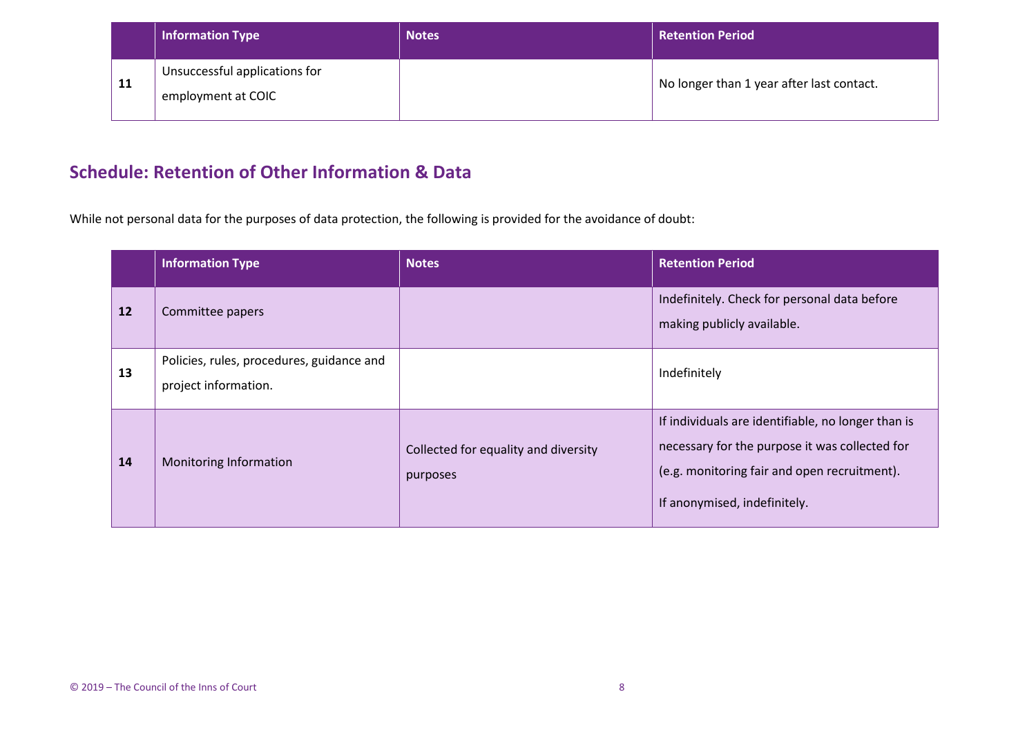| | Information Type | Notes | Retention Period |
|---|---|---|---|
| **11** | Unsuccessful applications for employment at COIC | | No longer than 1 year after last contact. |

## Schedule: Retention of Other Information & Data

While not personal data for the purposes of data protection, the following is provided for the avoidance of doubt:

| | Information Type | Notes | Retention Period |
|---|---|---|---|
| **12** | Committee papers | | Indefinitely. Check for personal data before making publicly available. |
| **13** | Policies, rules, procedures, guidance and project information. | | Indefinitely |
| **14** | Monitoring Information | Collected for equality and diversity purposes | If individuals are identifiable, no longer than is necessary for the purpose it was collected for (e.g. monitoring fair and open recruitment). If anonymised, indefinitely. |

© 2019 – The Council of the Inns of Court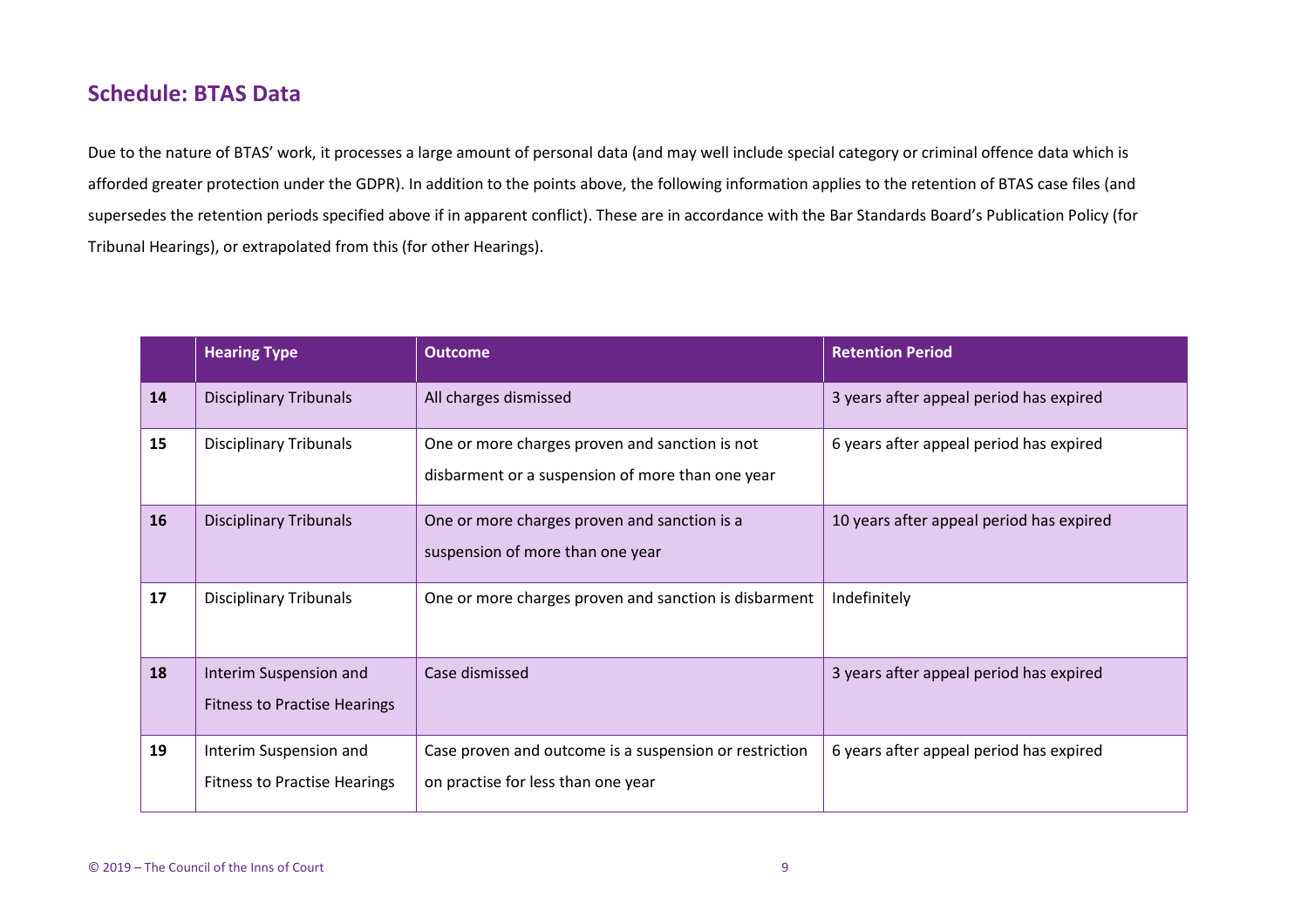## Schedule: BTAS Data

Due to the nature of BTAS' work, it processes a large amount of personal data (and may well include special category or criminal offence data which is afforded greater protection under the GDPR). In addition to the points above, the following information applies to the retention of BTAS case files (and supersedes the retention periods specified above if in apparent conflict). These are in accordance with the Bar Standards Board's Publication Policy (for Tribunal Hearings), or extrapolated from this (for other Hearings).

| | Hearing Type | Outcome | Retention Period |
|---|---|---|---|
| **14** | Disciplinary Tribunals | All charges dismissed | 3 years after appeal period has expired |
| **15** | Disciplinary Tribunals | One or more charges proven and sanction is not disbarment or a suspension of more than one year | 6 years after appeal period has expired |
| **16** | Disciplinary Tribunals | One or more charges proven and sanction is a suspension of more than one year | 10 years after appeal period has expired |
| **17** | Disciplinary Tribunals | One or more charges proven and sanction is disbarment | Indefinitely |
| **18** | Interim Suspension and Fitness to Practise Hearings | Case dismissed | 3 years after appeal period has expired |
| **19** | Interim Suspension and Fitness to Practise Hearings | Case proven and outcome is a suspension or restriction on practise for less than one year | 6 years after appeal period has expired |

© 2019 – The Council of the Inns of Court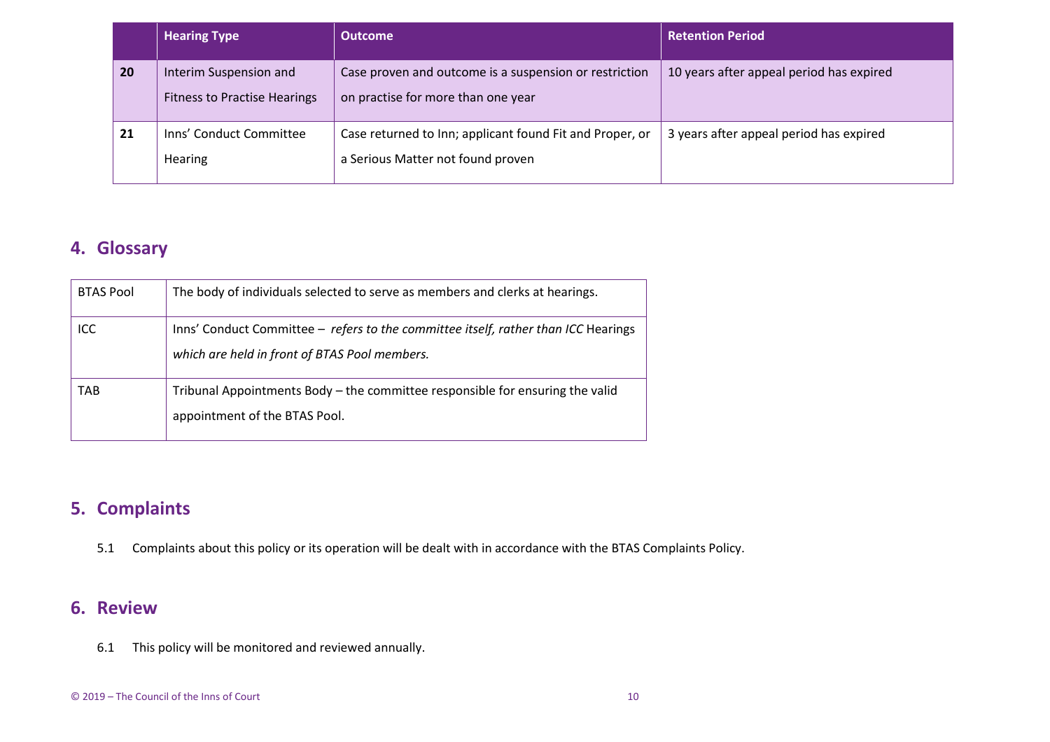| | Hearing Type | Outcome | Retention Period |
|---|---|---|---|
| **20** | Interim Suspension and Fitness to Practise Hearings | Case proven and outcome is a suspension or restriction on practise for more than one year | 10 years after appeal period has expired |
| **21** | Inns' Conduct Committee Hearing | Case returned to Inn; applicant found Fit and Proper, or a Serious Matter not found proven | 3 years after appeal period has expired |

## 4. Glossary

| | |
|---|---|
| BTAS Pool | The body of individuals selected to serve as members and clerks at hearings. |
| ICC | Inns' Conduct Committee – *refers to the committee itself, rather than ICC* Hearings *which are held in front of BTAS Pool members.* |
| TAB | Tribunal Appointments Body – the committee responsible for ensuring the valid appointment of the BTAS Pool. |

## 5. Complaints

5.1 Complaints about this policy or its operation will be dealt with in accordance with the BTAS Complaints Policy.

## 6. Review

6.1 This policy will be monitored and reviewed annually.

© 2019 – The Council of the Inns of Court